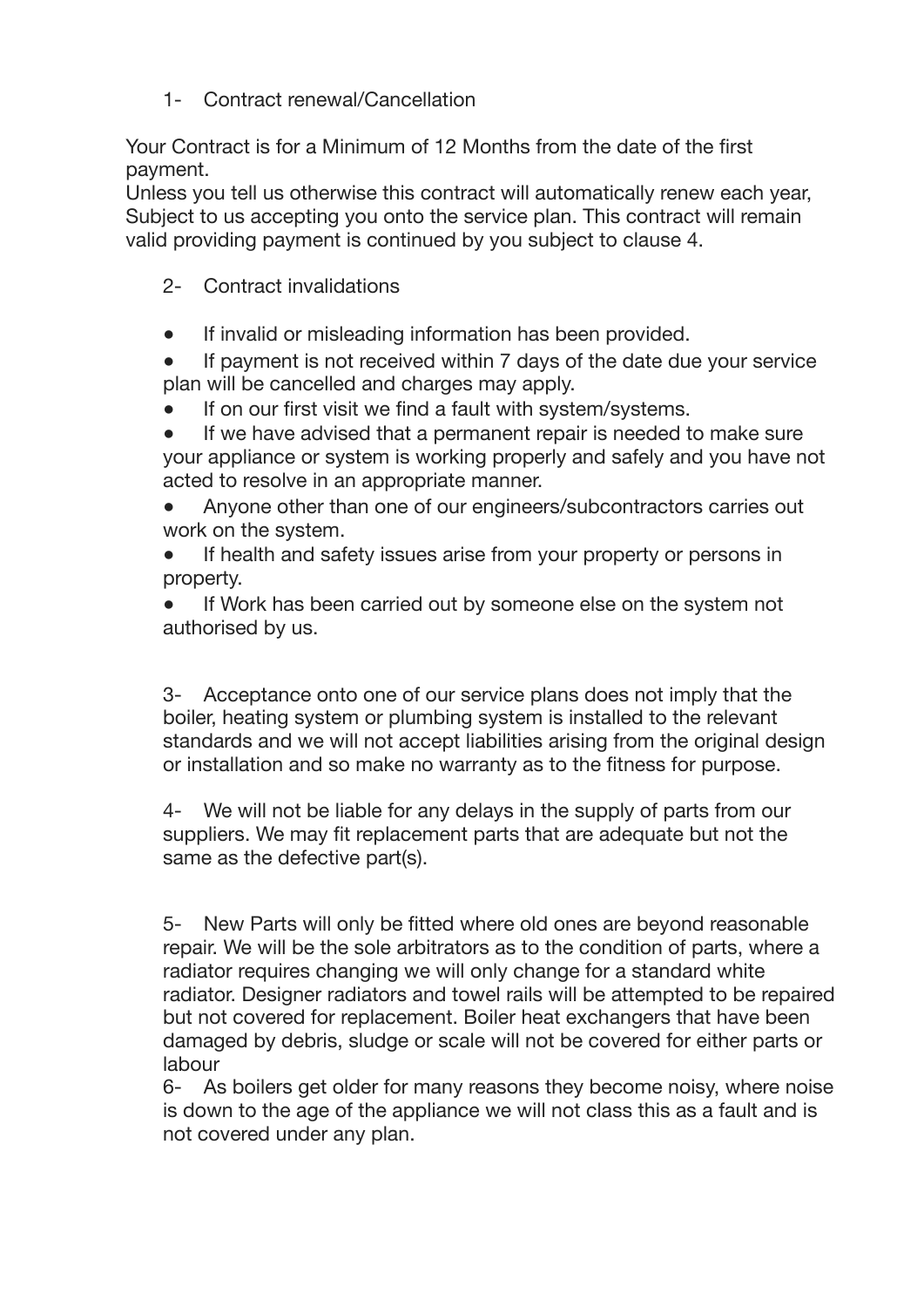1- Contract renewal/Cancellation

Your Contract is for a Minimum of 12 Months from the date of the first payment.
Unless you tell us otherwise this contract will automatically renew each year, Subject to us accepting you onto the service plan. This contract will remain valid providing payment is continued by you subject to clause 4.

2- Contract invalidations

- If invalid or misleading information has been provided.
- If payment is not received within 7 days of the date due your service plan will be cancelled and charges may apply.
- If on our first visit we find a fault with system/systems.
- If we have advised that a permanent repair is needed to make sure your appliance or system is working properly and safely and you have not acted to resolve in an appropriate manner.
- Anyone other than one of our engineers/subcontractors carries out work on the system.
- If health and safety issues arise from your property or persons in property.
- If Work has been carried out by someone else on the system not authorised by us.

3- Acceptance onto one of our service plans does not imply that the boiler, heating system or plumbing system is installed to the relevant standards and we will not accept liabilities arising from the original design or installation and so make no warranty as to the fitness for purpose.

4- We will not be liable for any delays in the supply of parts from our suppliers. We may fit replacement parts that are adequate but not the same as the defective part(s).

5- New Parts will only be fitted where old ones are beyond reasonable repair. We will be the sole arbitrators as to the condition of parts, where a radiator requires changing we will only change for a standard white radiator. Designer radiators and towel rails will be attempted to be repaired but not covered for replacement. Boiler heat exchangers that have been damaged by debris, sludge or scale will not be covered for either parts or labour

6- As boilers get older for many reasons they become noisy, where noise is down to the age of the appliance we will not class this as a fault and is not covered under any plan.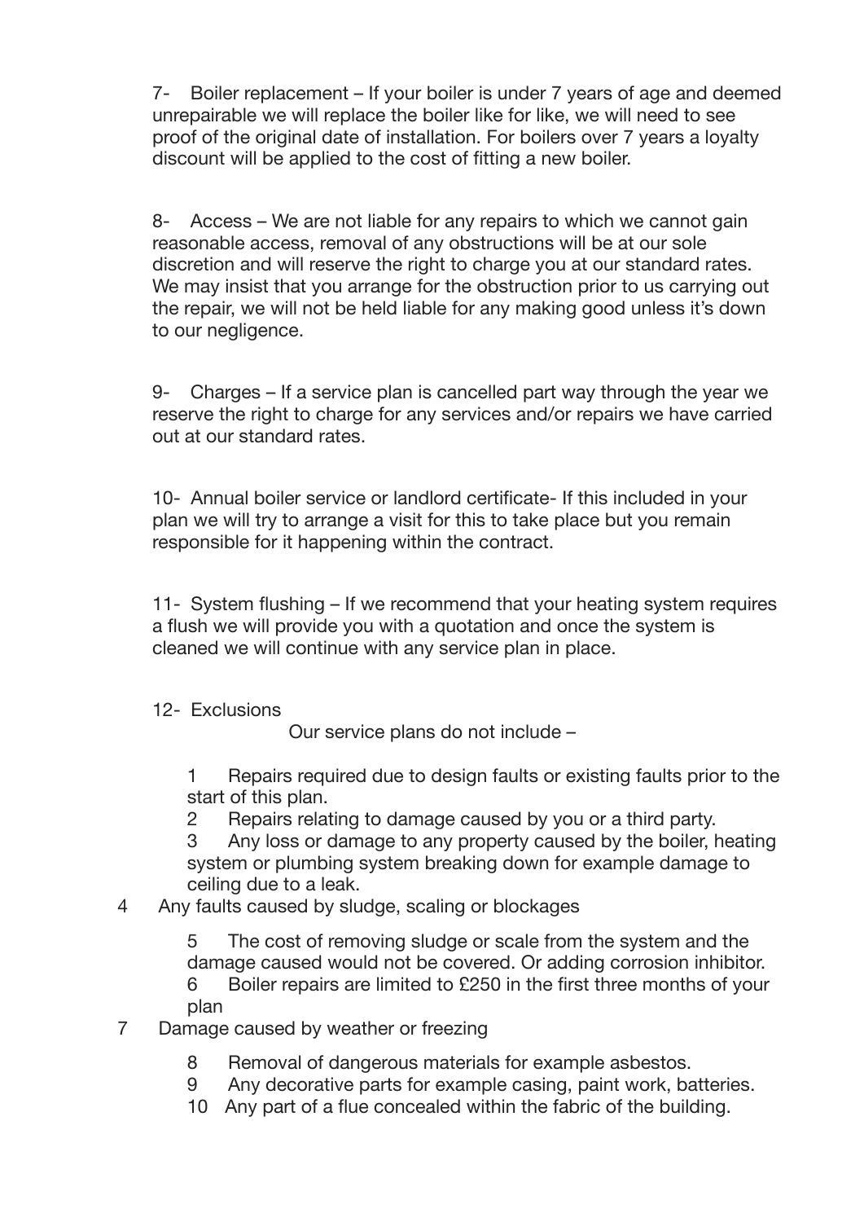7- Boiler replacement – If your boiler is under 7 years of age and deemed unrepairable we will replace the boiler like for like, we will need to see proof of the original date of installation. For boilers over 7 years a loyalty discount will be applied to the cost of fitting a new boiler.

8- Access – We are not liable for any repairs to which we cannot gain reasonable access, removal of any obstructions will be at our sole discretion and will reserve the right to charge you at our standard rates. We may insist that you arrange for the obstruction prior to us carrying out the repair, we will not be held liable for any making good unless it's down to our negligence.

9- Charges – If a service plan is cancelled part way through the year we reserve the right to charge for any services and/or repairs we have carried out at our standard rates.

10- Annual boiler service or landlord certificate- If this included in your plan we will try to arrange a visit for this to take place but you remain responsible for it happening within the contract.

11- System flushing – If we recommend that your heating system requires a flush we will provide you with a quotation and once the system is cleaned we will continue with any service plan in place.

12- Exclusions

Our service plans do not include –

1. Repairs required due to design faults or existing faults prior to the start of this plan.
2. Repairs relating to damage caused by you or a third party.
3. Any loss or damage to any property caused by the boiler, heating system or plumbing system breaking down for example damage to ceiling due to a leak.
4. Any faults caused by sludge, scaling or blockages
5. The cost of removing sludge or scale from the system and the damage caused would not be covered. Or adding corrosion inhibitor.
6. Boiler repairs are limited to £250 in the first three months of your plan
7. Damage caused by weather or freezing
8. Removal of dangerous materials for example asbestos.
9. Any decorative parts for example casing, paint work, batteries.
10. Any part of a flue concealed within the fabric of the building.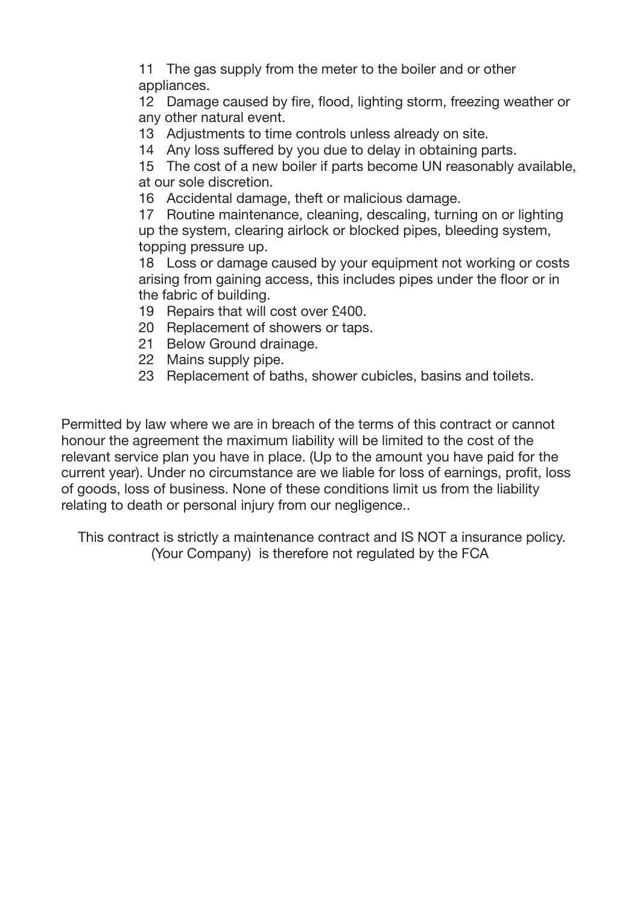11 The gas supply from the meter to the boiler and or other appliances.

12 Damage caused by fire, flood, lighting storm, freezing weather or any other natural event.

13 Adjustments to time controls unless already on site.

14 Any loss suffered by you due to delay in obtaining parts.

15 The cost of a new boiler if parts become UN reasonably available, at our sole discretion.

16 Accidental damage, theft or malicious damage.

17 Routine maintenance, cleaning, descaling, turning on or lighting up the system, clearing airlock or blocked pipes, bleeding system, topping pressure up.

18 Loss or damage caused by your equipment not working or costs arising from gaining access, this includes pipes under the floor or in the fabric of building.

19 Repairs that will cost over £400.

20 Replacement of showers or taps.

21 Below Ground drainage.

22 Mains supply pipe.

23 Replacement of baths, shower cubicles, basins and toilets.

Permitted by law where we are in breach of the terms of this contract or cannot honour the agreement the maximum liability will be limited to the cost of the relevant service plan you have in place. (Up to the amount you have paid for the current year). Under no circumstance are we liable for loss of earnings, profit, loss of goods, loss of business. None of these conditions limit us from the liability relating to death or personal injury from our negligence..

This contract is strictly a maintenance contract and IS NOT a insurance policy. (Your Company) is therefore not regulated by the FCA